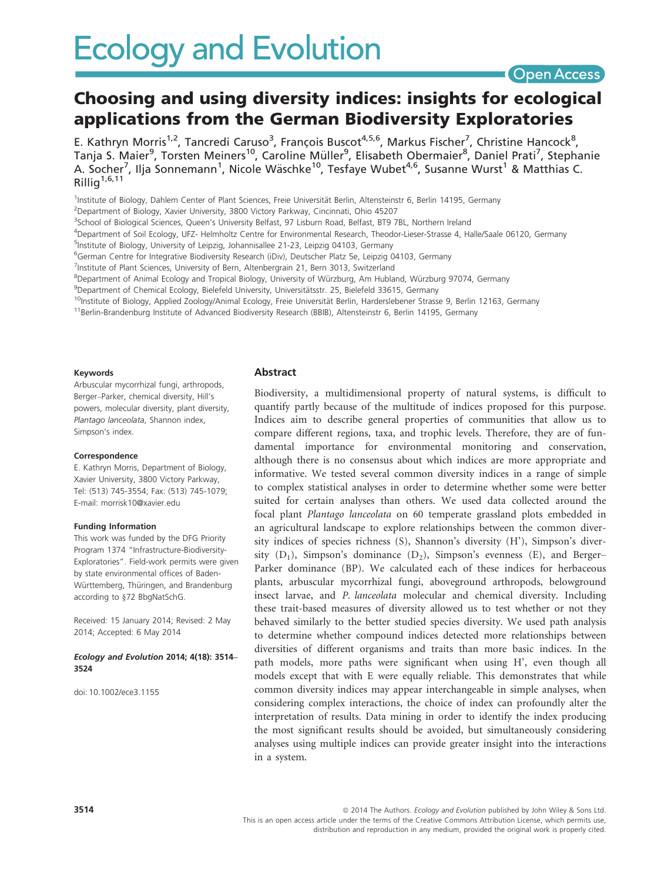# Choosing and using diversity indices: insights for ecological applications from the German Biodiversity Exploratories

E. Kathryn Morris[1,2], Tancredi Caruso[3], François Buscot[4,5,6], Markus Fischer[7], Christine Hancock[8], Tanja S. Maier[9], Torsten Meiners[10], Caroline Müller[9], Elisabeth Obermaier[8], Daniel Prati[7], Stephanie A. Socher[7], Ilja Sonnemann[1], Nicole Wäschke[10], Tesfaye Wubet[4,6], Susanne Wurst[1] & Matthias C. Rillig[1,6,11]

[1]Institute of Biology, Dahlem Center of Plant Sciences, Freie Universität Berlin, Altensteinstr 6, Berlin 14195, Germany
[2]Department of Biology, Xavier University, 3800 Victory Parkway, Cincinnati, Ohio 45207
[3]School of Biological Sciences, Queen's University Belfast, 97 Lisburn Road, Belfast, BT9 7BL, Northern Ireland
[4]Department of Soil Ecology, UFZ- Helmholtz Centre for Environmental Research, Theodor-Lieser-Strasse 4, Halle/Saale 06120, Germany
[5]Institute of Biology, University of Leipzig, Johannisallee 21-23, Leipzig 04103, Germany
[6]German Centre for Integrative Biodiversity Research (iDiv), Deutscher Platz 5e, Leipzig 04103, Germany
[7]Institute of Plant Sciences, University of Bern, Altenbergrain 21, Bern 3013, Switzerland
[8]Department of Animal Ecology and Tropical Biology, University of Würzburg, Am Hubland, Würzburg 97074, Germany
[9]Department of Chemical Ecology, Bielefeld University, Universitätsstr. 25, Bielefeld 33615, Germany
[10]Institute of Biology, Applied Zoology/Animal Ecology, Freie Universität Berlin, Harderslebener Strasse 9, Berlin 12163, Germany
[11]Berlin-Brandenburg Institute of Advanced Biodiversity Research (BBIB), Altensteinstr 6, Berlin 14195, Germany

#### Keywords

Arbuscular mycorrhizal fungi, arthropods, Berger–Parker, chemical diversity, Hill's powers, molecular diversity, plant diversity, *Plantago lanceolata*, Shannon index, Simpson's index.

#### Correspondence

E. Kathryn Morris, Department of Biology, Xavier University, 3800 Victory Parkway, Tel: (513) 745-3554; Fax: (513) 745-1079; E-mail: morrisk10@xavier.edu

#### Funding Information

This work was funded by the DFG Priority Program 1374 "Infrastructure-Biodiversity-Exploratories". Field-work permits were given by state environmental offices of Baden-Württemberg, Thüringen, and Brandenburg according to §72 BbgNatSchG.

Received: 15 January 2014; Revised: 2 May 2014; Accepted: 6 May 2014

***Ecology and Evolution* 2014; 4(18): 3514–3524**

doi: 10.1002/ece3.1155

## Abstract

Biodiversity, a multidimensional property of natural systems, is difficult to quantify partly because of the multitude of indices proposed for this purpose. Indices aim to describe general properties of communities that allow us to compare different regions, taxa, and trophic levels. Therefore, they are of fundamental importance for environmental monitoring and conservation, although there is no consensus about which indices are more appropriate and informative. We tested several common diversity indices in a range of simple to complex statistical analyses in order to determine whether some were better suited for certain analyses than others. We used data collected around the focal plant *Plantago lanceolata* on 60 temperate grassland plots embedded in an agricultural landscape to explore relationships between the common diversity indices of species richness (S), Shannon's diversity (H'), Simpson's diversity ($D_1$), Simpson's dominance ($D_2$), Simpson's evenness (E), and Berger–Parker dominance (BP). We calculated each of these indices for herbaceous plants, arbuscular mycorrhizal fungi, aboveground arthropods, belowground insect larvae, and *P. lanceolata* molecular and chemical diversity. Including these trait-based measures of diversity allowed us to test whether or not they behaved similarly to the better studied species diversity. We used path analysis to determine whether compound indices detected more relationships between diversities of different organisms and traits than more basic indices. In the path models, more paths were significant when using H', even though all models except that with E were equally reliable. This demonstrates that while common diversity indices may appear interchangeable in simple analyses, when considering complex interactions, the choice of index can profoundly alter the interpretation of results. Data mining in order to identify the index producing the most significant results should be avoided, but simultaneously considering analyses using multiple indices can provide greater insight into the interactions in a system.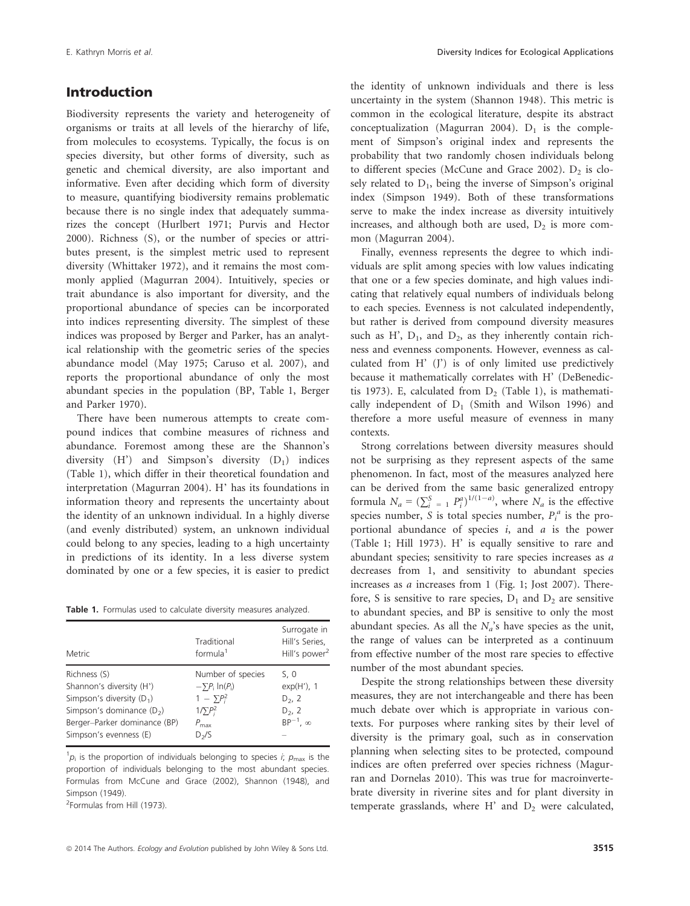## Introduction

Biodiversity represents the variety and heterogeneity of organisms or traits at all levels of the hierarchy of life, from molecules to ecosystems. Typically, the focus is on species diversity, but other forms of diversity, such as genetic and chemical diversity, are also important and informative. Even after deciding which form of diversity to measure, quantifying biodiversity remains problematic because there is no single index that adequately summarizes the concept (Hurlbert 1971; Purvis and Hector 2000). Richness (S), or the number of species or attributes present, is the simplest metric used to represent diversity (Whittaker 1972), and it remains the most commonly applied (Magurran 2004). Intuitively, species or trait abundance is also important for diversity, and the proportional abundance of species can be incorporated into indices representing diversity. The simplest of these indices was proposed by Berger and Parker, has an analytical relationship with the geometric series of the species abundance model (May 1975; Caruso et al. 2007), and reports the proportional abundance of only the most abundant species in the population (BP, Table 1, Berger and Parker 1970).

There have been numerous attempts to create compound indices that combine measures of richness and abundance. Foremost among these are the Shannon's diversity (H') and Simpson's diversity ($D_1$) indices (Table 1), which differ in their theoretical foundation and interpretation (Magurran 2004). H' has its foundations in information theory and represents the uncertainty about the identity of an unknown individual. In a highly diverse (and evenly distributed) system, an unknown individual could belong to any species, leading to a high uncertainty in predictions of its identity. In a less diverse system dominated by one or a few species, it is easier to predict the identity of unknown individuals and there is less uncertainty in the system (Shannon 1948). This metric is common in the ecological literature, despite its abstract conceptualization (Magurran 2004). $D_1$ is the complement of Simpson's original index and represents the probability that two randomly chosen individuals belong to different species (McCune and Grace 2002). $D_2$ is closely related to $D_1$, being the inverse of Simpson's original index (Simpson 1949). Both of these transformations serve to make the index increase as diversity intuitively increases, and although both are used, $D_2$ is more common (Magurran 2004).

Finally, evenness represents the degree to which individuals are split among species with low values indicating that one or a few species dominate, and high values indicating that relatively equal numbers of individuals belong to each species. Evenness is not calculated independently, but rather is derived from compound diversity measures such as H', $D_1$, and $D_2$, as they inherently contain richness and evenness components. However, evenness as calculated from H' (J') is of only limited use predictively because it mathematically correlates with H' (DeBenedictis 1973). E, calculated from $D_2$ (Table 1), is mathematically independent of $D_1$ (Smith and Wilson 1996) and therefore a more useful measure of evenness in many contexts.

Strong correlations between diversity measures should not be surprising as they represent aspects of the same phenomenon. In fact, most of the measures analyzed here can be derived from the same basic generalized entropy formula $N_a = (\sum_{i=1}^{S} P_i^a)^{1/(1-a)}$, where $N_a$ is the effective species number, $S$ is total species number, $P_i^a$ is the proportional abundance of species $i$, and $a$ is the power (Table 1; Hill 1973). H' is equally sensitive to rare and abundant species; sensitivity to rare species increases as $a$ decreases from 1, and sensitivity to abundant species increases as $a$ increases from 1 (Fig. 1; Jost 2007). Therefore, S is sensitive to rare species, $D_1$ and $D_2$ are sensitive to abundant species, and BP is sensitive to only the most abundant species. As all the $N_a$'s have species as the unit, the range of values can be interpreted as a continuum from effective number of the most rare species to effective number of the most abundant species.

Despite the strong relationships between these diversity measures, they are not interchangeable and there has been much debate over which is appropriate in various contexts. For purposes where ranking sites by their level of diversity is the primary goal, such as in conservation planning when selecting sites to be protected, compound indices are often preferred over species richness (Magurran and Dornelas 2010). This was true for macroinvertebrate diversity in riverine sites and for plant diversity in temperate grasslands, where H' and $D_2$ were calculated,

**Table 1.** Formulas used to calculate diversity measures analyzed.

| Metric | Traditional formula[1] | Surrogate in Hill's Series, Hill's power[2] |
|---|---|---|
| Richness (S) | Number of species | S, 0 |
| Shannon's diversity (H') | $-\sum P_i \ln(P_i)$ | exp(H'), 1 |
| Simpson's diversity ($D_1$) | $1 - \sum P_i^2$ | $D_2$, 2 |
| Simpson's dominance ($D_2$) | $1/\sum P_i^2$ | $D_2$, 2 |
| Berger–Parker dominance (BP) | $P_{max}$ | $BP^{-1}$, $\infty$ |
| Simpson's evenness (E) | $D_2/S$ | – |

[1] $p_i$ is the proportion of individuals belonging to species $i$; $p_{max}$ is the proportion of individuals belonging to the most abundant species. Formulas from McCune and Grace (2002), Shannon (1948), and Simpson (1949).

[2] Formulas from Hill (1973).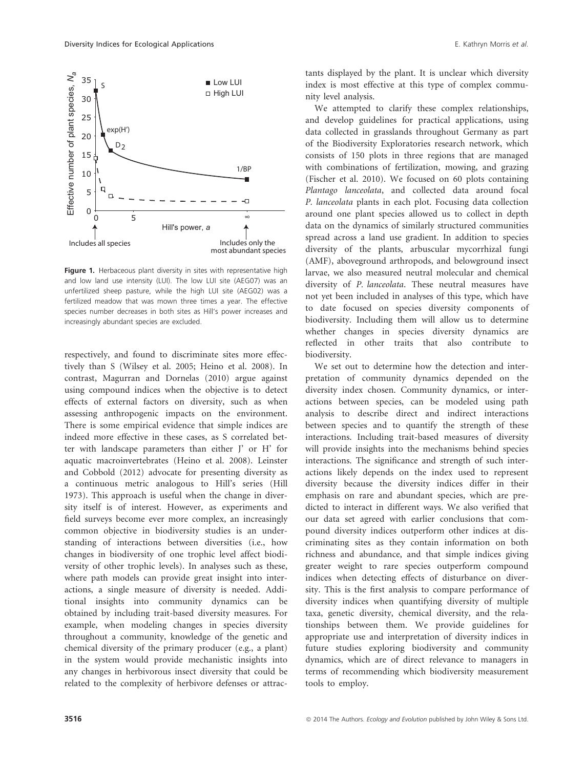Effective number of plant species, $N_a$

35
30
25
20
15
10
5
0

0
5
∞

Hill's power, *a*

S
exp(H′)
$D_2$
1/BP

■ Low LUI
□ High LUI

Includes all species

Includes only the most abundant species

**Figure 1.** Herbaceous plant diversity in sites with representative high and low land use intensity (LUI). The low LUI site (AEG07) was an unfertilized sheep pasture, while the high LUI site (AEG02) was a fertilized meadow that was mown three times a year. The effective species number decreases in both sites as Hill's power increases and increasingly abundant species are excluded.

respectively, and found to discriminate sites more effectively than S (Wilsey et al. 2005; Heino et al. 2008). In contrast, Magurran and Dornelas (2010) argue against using compound indices when the objective is to detect effects of external factors on diversity, such as when assessing anthropogenic impacts on the environment. There is some empirical evidence that simple indices are indeed more effective in these cases, as S correlated better with landscape parameters than either J′ or H′ for aquatic macroinvertebrates (Heino et al. 2008). Leinster and Cobbold (2012) advocate for presenting diversity as a continuous metric analogous to Hill's series (Hill 1973). This approach is useful when the change in diversity itself is of interest. However, as experiments and field surveys become ever more complex, an increasingly common objective in biodiversity studies is an understanding of interactions between diversities (i.e., how changes in biodiversity of one trophic level affect biodiversity of other trophic levels). In analyses such as these, where path models can provide great insight into interactions, a single measure of diversity is needed. Additional insights into community dynamics can be obtained by including trait-based diversity measures. For example, when modeling changes in species diversity throughout a community, knowledge of the genetic and chemical diversity of the primary producer (e.g., a plant) in the system would provide mechanistic insights into any changes in herbivorous insect diversity that could be related to the complexity of herbivore defenses or attractants displayed by the plant. It is unclear which diversity index is most effective at this type of complex community level analysis.

We attempted to clarify these complex relationships, and develop guidelines for practical applications, using data collected in grasslands throughout Germany as part of the Biodiversity Exploratories research network, which consists of 150 plots in three regions that are managed with combinations of fertilization, mowing, and grazing (Fischer et al. 2010). We focused on 60 plots containing *Plantago lanceolata*, and collected data around focal *P. lanceolata* plants in each plot. Focusing data collection around one plant species allowed us to collect in depth data on the dynamics of similarly structured communities spread across a land use gradient. In addition to species diversity of the plants, arbuscular mycorrhizal fungi (AMF), aboveground arthropods, and belowground insect larvae, we also measured neutral molecular and chemical diversity of *P. lanceolata*. These neutral measures have not yet been included in analyses of this type, which have to date focused on species diversity components of biodiversity. Including them will allow us to determine whether changes in species diversity dynamics are reflected in other traits that also contribute to biodiversity.

We set out to determine how the detection and interpretation of community dynamics depended on the diversity index chosen. Community dynamics, or interactions between species, can be modeled using path analysis to describe direct and indirect interactions between species and to quantify the strength of these interactions. Including trait-based measures of diversity will provide insights into the mechanisms behind species interactions. The significance and strength of such interactions likely depends on the index used to represent diversity because the diversity indices differ in their emphasis on rare and abundant species, which are predicted to interact in different ways. We also verified that our data set agreed with earlier conclusions that compound diversity indices outperform other indices at discriminating sites as they contain information on both richness and abundance, and that simple indices giving greater weight to rare species outperform compound indices when detecting effects of disturbance on diversity. This is the first analysis to compare performance of diversity indices when quantifying diversity of multiple taxa, genetic diversity, chemical diversity, and the relationships between them. We provide guidelines for appropriate use and interpretation of diversity indices in future studies exploring biodiversity and community dynamics, which are of direct relevance to managers in terms of recommending which biodiversity measurement tools to employ.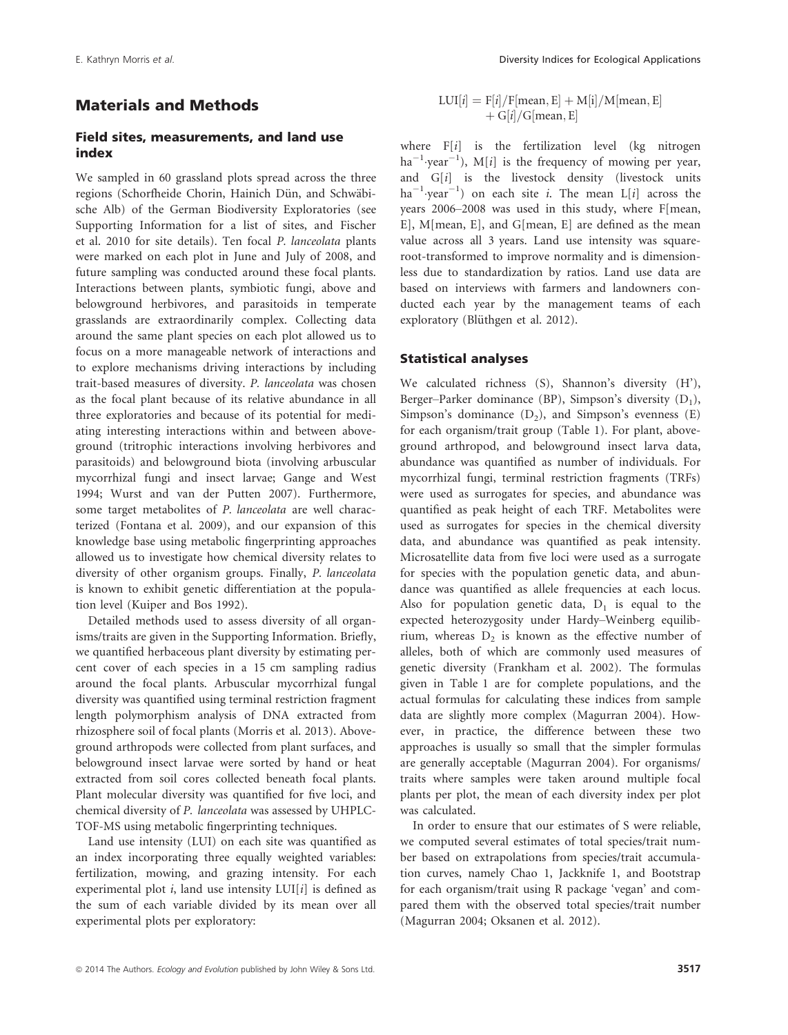## Materials and Methods

### Field sites, measurements, and land use index

We sampled in 60 grassland plots spread across the three regions (Schorfheide Chorin, Hainich Dün, and Schwäbische Alb) of the German Biodiversity Exploratories (see Supporting Information for a list of sites, and Fischer et al. 2010 for site details). Ten focal *P. lanceolata* plants were marked on each plot in June and July of 2008, and future sampling was conducted around these focal plants. Interactions between plants, symbiotic fungi, above and belowground herbivores, and parasitoids in temperate grasslands are extraordinarily complex. Collecting data around the same plant species on each plot allowed us to focus on a more manageable network of interactions and to explore mechanisms driving interactions by including trait-based measures of diversity. *P. lanceolata* was chosen as the focal plant because of its relative abundance in all three exploratories and because of its potential for mediating interesting interactions within and between aboveground (tritrophic interactions involving herbivores and parasitoids) and belowground biota (involving arbuscular mycorrhizal fungi and insect larvae; Gange and West 1994; Wurst and van der Putten 2007). Furthermore, some target metabolites of *P. lanceolata* are well characterized (Fontana et al. 2009), and our expansion of this knowledge base using metabolic fingerprinting approaches allowed us to investigate how chemical diversity relates to diversity of other organism groups. Finally, *P. lanceolata* is known to exhibit genetic differentiation at the population level (Kuiper and Bos 1992).

Detailed methods used to assess diversity of all organisms/traits are given in the Supporting Information. Briefly, we quantified herbaceous plant diversity by estimating percent cover of each species in a 15 cm sampling radius around the focal plants. Arbuscular mycorrhizal fungal diversity was quantified using terminal restriction fragment length polymorphism analysis of DNA extracted from rhizosphere soil of focal plants (Morris et al. 2013). Aboveground arthropods were collected from plant surfaces, and belowground insect larvae were sorted by hand or heat extracted from soil cores collected beneath focal plants. Plant molecular diversity was quantified for five loci, and chemical diversity of *P. lanceolata* was assessed by UHPLC-TOF-MS using metabolic fingerprinting techniques.

Land use intensity (LUI) on each site was quantified as an index incorporating three equally weighted variables: fertilization, mowing, and grazing intensity. For each experimental plot *i*, land use intensity LUI[*i*] is defined as the sum of each variable divided by its mean over all experimental plots per exploratory:

$$\mathrm{LUI}[i] = \mathrm{F}[i]/\mathrm{F}[\mathrm{mean,E}] + \mathrm{M}[i]/\mathrm{M}[\mathrm{mean,E}] + \mathrm{G}[i]/\mathrm{G}[\mathrm{mean,E}]$$

where F[*i*] is the fertilization level (kg nitrogen $\mathrm{ha^{-1}\cdot year^{-1}}$), M[*i*] is the frequency of mowing per year, and G[*i*] is the livestock density (livestock units $\mathrm{ha^{-1}\cdot year^{-1}}$) on each site *i*. The mean L[*i*] across the years 2006–2008 was used in this study, where F[mean, E], M[mean, E], and G[mean, E] are defined as the mean value across all 3 years. Land use intensity was square-root-transformed to improve normality and is dimensionless due to standardization by ratios. Land use data are based on interviews with farmers and landowners conducted each year by the management teams of each exploratory (Blüthgen et al. 2012).

### Statistical analyses

We calculated richness (S), Shannon's diversity (H'), Berger–Parker dominance (BP), Simpson's diversity ($D_1$), Simpson's dominance ($D_2$), and Simpson's evenness (E) for each organism/trait group (Table 1). For plant, aboveground arthropod, and belowground insect larva data, abundance was quantified as number of individuals. For mycorrhizal fungi, terminal restriction fragments (TRFs) were used as surrogates for species, and abundance was quantified as peak height of each TRF. Metabolites were used as surrogates for species in the chemical diversity data, and abundance was quantified as peak intensity. Microsatellite data from five loci were used as a surrogate for species with the population genetic data, and abundance was quantified as allele frequencies at each locus. Also for population genetic data, $D_1$ is equal to the expected heterozygosity under Hardy–Weinberg equilibrium, whereas $D_2$ is known as the effective number of alleles, both of which are commonly used measures of genetic diversity (Frankham et al. 2002). The formulas given in Table 1 are for complete populations, and the actual formulas for calculating these indices from sample data are slightly more complex (Magurran 2004). However, in practice, the difference between these two approaches is usually so small that the simpler formulas are generally acceptable (Magurran 2004). For organisms/traits where samples were taken around multiple focal plants per plot, the mean of each diversity index per plot was calculated.

In order to ensure that our estimates of S were reliable, we computed several estimates of total species/trait number based on extrapolations from species/trait accumulation curves, namely Chao 1, Jackknife 1, and Bootstrap for each organism/trait using R package 'vegan' and compared them with the observed total species/trait number (Magurran 2004; Oksanen et al. 2012).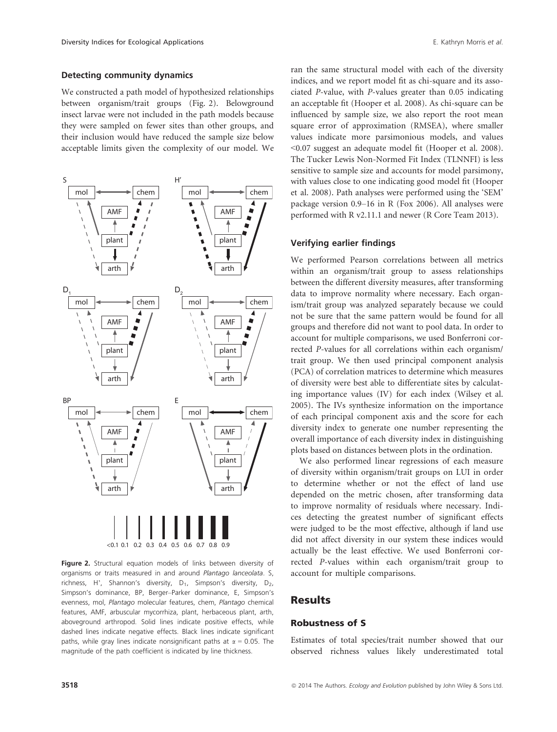### Detecting community dynamics

We constructed a path model of hypothesized relationships between organism/trait groups (Fig. 2). Belowground insect larvae were not included in the path models because they were sampled on fewer sites than other groups, and their inclusion would have reduced the sample size below acceptable limits given the complexity of our model. We ran the same structural model with each of the diversity indices, and we report model fit as chi-square and its associated P-value, with P-values greater than 0.05 indicating an acceptable fit (Hooper et al. 2008). As chi-square can be influenced by sample size, we also report the root mean square error of approximation (RMSEA), where smaller values indicate more parsimonious models, and values <0.07 suggest an adequate model fit (Hooper et al. 2008). The Tucker Lewis Non-Normed Fit Index (TLNNFI) is less sensitive to sample size and accounts for model parsimony, with values close to one indicating good model fit (Hooper et al. 2008). Path analyses were performed using the 'SEM' package version 0.9–16 in R (Fox 2006). All analyses were performed with R v2.11.1 and newer (R Core Team 2013).

S

H'

$D_1$

$D_2$

BP

E

mol

chem

AMF

plant

arth

<0.1 0.1 0.2 0.3 0.4 0.5 0.6 0.7 0.8 0.9

**Figure 2.** Structural equation models of links between diversity of organisms or traits measured in and around *Plantago lanceolata*. S, richness, H', Shannon's diversity, $D_1$, Simpson's diversity, $D_2$, Simpson's dominance, BP, Berger–Parker dominance, E, Simpson's evenness, mol, *Plantago* molecular features, chem, *Plantago* chemical features, AMF, arbuscular mycorrhiza, plant, herbaceous plant, arth, aboveground arthropod. Solid lines indicate positive effects, while dashed lines indicate negative effects. Black lines indicate significant paths, while gray lines indicate nonsignificant paths at $\alpha = 0.05$. The magnitude of the path coefficient is indicated by line thickness.

### Verifying earlier findings

We performed Pearson correlations between all metrics within an organism/trait group to assess relationships between the different diversity measures, after transforming data to improve normality where necessary. Each organism/trait group was analyzed separately because we could not be sure that the same pattern would be found for all groups and therefore did not want to pool data. In order to account for multiple comparisons, we used Bonferroni corrected P-values for all correlations within each organism/trait group. We then used principal component analysis (PCA) of correlation matrices to determine which measures of diversity were best able to differentiate sites by calculating importance values (IV) for each index (Wilsey et al. 2005). The IVs synthesize information on the importance of each principal component axis and the score for each diversity index to generate one number representing the overall importance of each diversity index in distinguishing plots based on distances between plots in the ordination.

We also performed linear regressions of each measure of diversity within organism/trait groups on LUI in order to determine whether or not the effect of land use depended on the metric chosen, after transforming data to improve normality of residuals where necessary. Indices detecting the greatest number of significant effects were judged to be the most effective, although if land use did not affect diversity in our system these indices would actually be the least effective. We used Bonferroni corrected P-values within each organism/trait group to account for multiple comparisons.

## Results

### Robustness of S

Estimates of total species/trait number showed that our observed richness values likely underestimated total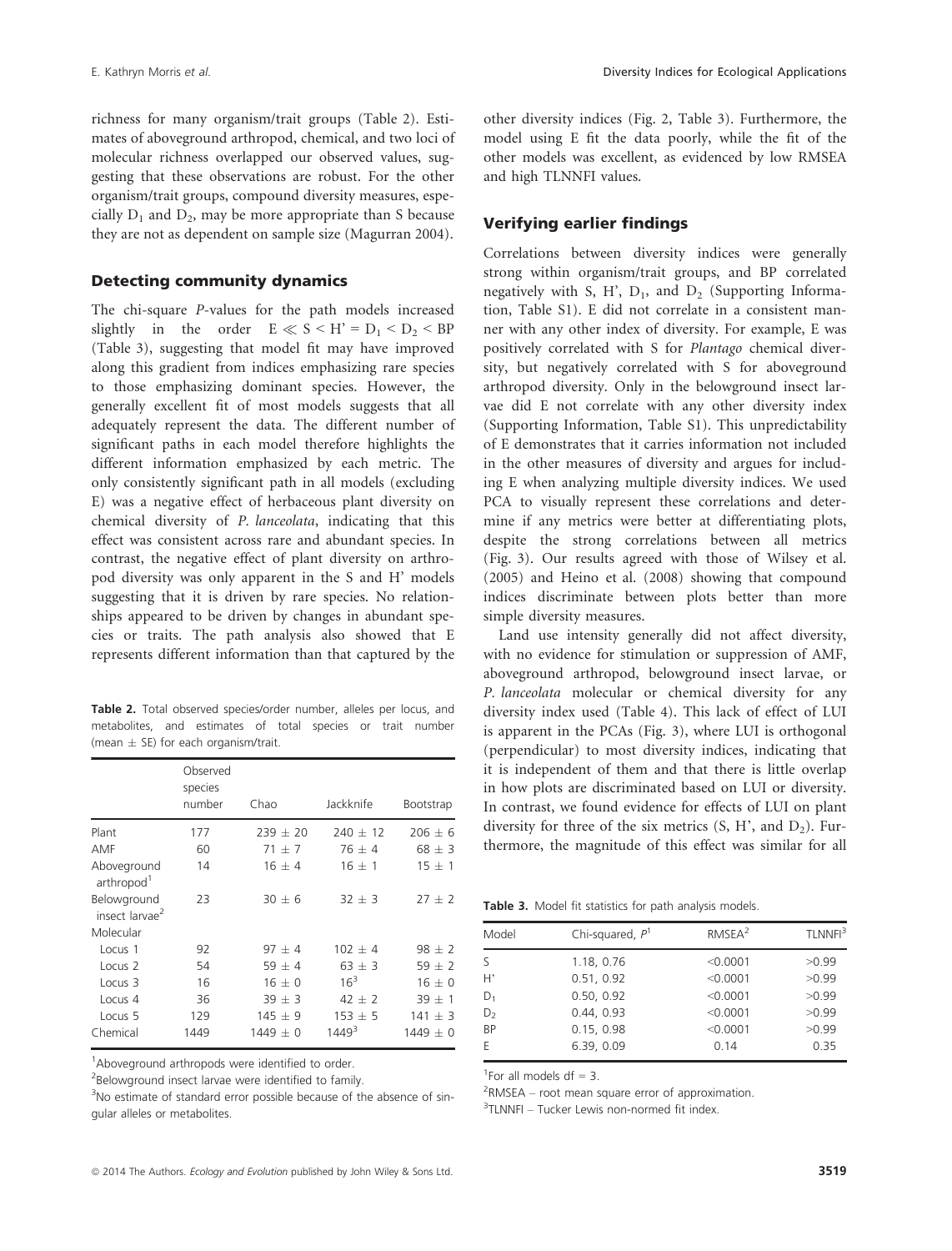richness for many organism/trait groups (Table 2). Estimates of aboveground arthropod, chemical, and two loci of molecular richness overlapped our observed values, suggesting that these observations are robust. For the other organism/trait groups, compound diversity measures, especially $D_1$ and $D_2$, may be more appropriate than S because they are not as dependent on sample size (Magurran 2004).

### Detecting community dynamics

The chi-square *P*-values for the path models increased slightly in the order $E \ll S < H' = D_1 < D_2 < BP$ (Table 3), suggesting that model fit may have improved along this gradient from indices emphasizing rare species to those emphasizing dominant species. However, the generally excellent fit of most models suggests that all adequately represent the data. The different number of significant paths in each model therefore highlights the different information emphasized by each metric. The only consistently significant path in all models (excluding E) was a negative effect of herbaceous plant diversity on chemical diversity of *P. lanceolata*, indicating that this effect was consistent across rare and abundant species. In contrast, the negative effect of plant diversity on arthropod diversity was only apparent in the S and H' models suggesting that it is driven by rare species. No relationships appeared to be driven by changes in abundant species or traits. The path analysis also showed that E represents different information than that captured by the other diversity indices (Fig. 2, Table 3). Furthermore, the model using E fit the data poorly, while the fit of the other models was excellent, as evidenced by low RMSEA and high TLNNFI values.

**Table 2.** Total observed species/order number, alleles per locus, and metabolites, and estimates of total species or trait number (mean ± SE) for each organism/trait.

| | Observed species number | Chao | Jackknife | Bootstrap |
|---|---|---|---|---|
| Plant | 177 | 239 ± 20 | 240 ± 12 | 206 ± 6 |
| AMF | 60 | 71 ± 7 | 76 ± 4 | 68 ± 3 |
| Aboveground arthropod[1] | 14 | 16 ± 4 | 16 ± 1 | 15 ± 1 |
| Belowground insect larvae[2] | 23 | 30 ± 6 | 32 ± 3 | 27 ± 2 |
| Molecular | | | | |
| Locus 1 | 92 | 97 ± 4 | 102 ± 4 | 98 ± 2 |
| Locus 2 | 54 | 59 ± 4 | 63 ± 3 | 59 ± 2 |
| Locus 3 | 16 | 16 ± 0 | 16[3] | 16 ± 0 |
| Locus 4 | 36 | 39 ± 3 | 42 ± 2 | 39 ± 1 |
| Locus 5 | 129 | 145 ± 9 | 153 ± 5 | 141 ± 3 |
| Chemical | 1449 | 1449 ± 0 | 1449[3] | 1449 ± 0 |

[1]Aboveground arthropods were identified to order.

[2]Belowground insect larvae were identified to family.

[3]No estimate of standard error possible because of the absence of singular alleles or metabolites.

### Verifying earlier findings

Correlations between diversity indices were generally strong within organism/trait groups, and BP correlated negatively with S, H', $D_1$, and $D_2$ (Supporting Information, Table S1). E did not correlate in a consistent manner with any other index of diversity. For example, E was positively correlated with S for *Plantago* chemical diversity, but negatively correlated with S for aboveground arthropod diversity. Only in the belowground insect larvae did E not correlate with any other diversity index (Supporting Information, Table S1). This unpredictability of E demonstrates that it carries information not included in the other measures of diversity and argues for including E when analyzing multiple diversity indices. We used PCA to visually represent these correlations and determine if any metrics were better at differentiating plots, despite the strong correlations between all metrics (Fig. 3). Our results agreed with those of Wilsey et al. (2005) and Heino et al. (2008) showing that compound indices discriminate between plots better than more simple diversity measures.

Land use intensity generally did not affect diversity, with no evidence for stimulation or suppression of AMF, aboveground arthropod, belowground insect larvae, or *P. lanceolata* molecular or chemical diversity for any diversity index used (Table 4). This lack of effect of LUI is apparent in the PCAs (Fig. 3), where LUI is orthogonal (perpendicular) to most diversity indices, indicating that it is independent of them and that there is little overlap in how plots are discriminated based on LUI or diversity. In contrast, we found evidence for effects of LUI on plant diversity for three of the six metrics (S, H', and $D_2$). Furthermore, the magnitude of this effect was similar for all

**Table 3.** Model fit statistics for path analysis models.

| Model | Chi-squared, *P*[1] | RMSEA[2] | TLNNFI[3] |
|---|---|---|---|
| S | 1.18, 0.76 | <0.0001 | >0.99 |
| H' | 0.51, 0.92 | <0.0001 | >0.99 |
| $D_1$ | 0.50, 0.92 | <0.0001 | >0.99 |
| $D_2$ | 0.44, 0.93 | <0.0001 | >0.99 |
| BP | 0.15, 0.98 | <0.0001 | >0.99 |
| E | 6.39, 0.09 | 0.14 | 0.35 |

[1]For all models df = 3.

[2]RMSEA – root mean square error of approximation.

[3]TLNNFI – Tucker Lewis non-normed fit index.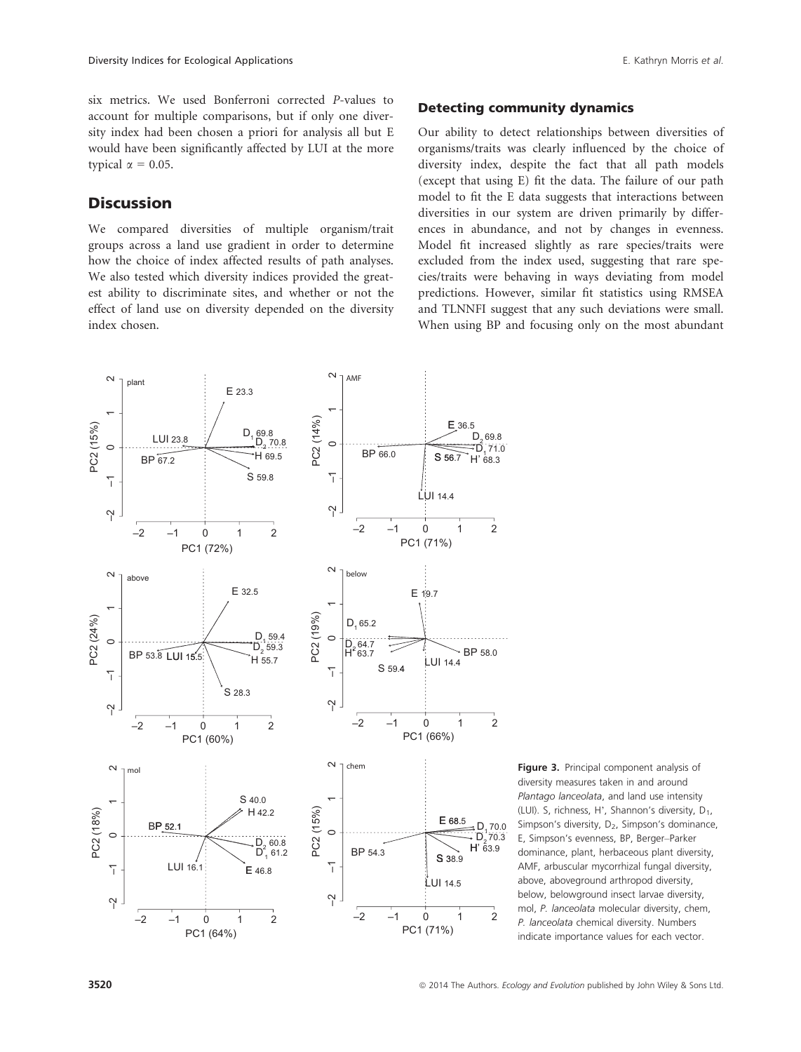six metrics. We used Bonferroni corrected *P*-values to account for multiple comparisons, but if only one diversity index had been chosen a priori for analysis all but E would have been significantly affected by LUI at the more typical $\alpha = 0.05$.

## Discussion

We compared diversities of multiple organism/trait groups across a land use gradient in order to determine how the choice of index affected results of path analyses. We also tested which diversity indices provided the greatest ability to discriminate sites, and whether or not the effect of land use on diversity depended on the diversity index chosen.

### Detecting community dynamics

Our ability to detect relationships between diversities of organisms/traits was clearly influenced by the choice of diversity index, despite the fact that all path models (except that using E) fit the data. The failure of our path model to fit the E data suggests that interactions between diversities in our system are driven primarily by differences in abundance, and not by changes in evenness. Model fit increased slightly as rare species/traits were excluded from the index used, suggesting that rare species/traits were behaving in ways deviating from model predictions. However, similar fit statistics using RMSEA and TLNNFI suggest that any such deviations were small. When using BP and focusing only on the most abundant

**Figure 3.** Principal component analysis of diversity measures taken in and around *Plantago lanceolata*, and land use intensity (LUI). S, richness, H', Shannon's diversity, $D_1$, Simpson's diversity, $D_2$, Simpson's dominance, E, Simpson's evenness, BP, Berger–Parker dominance, plant, herbaceous plant diversity, AMF, arbuscular mycorrhizal fungal diversity, above, aboveground arthropod diversity, below, belowground insect larvae diversity, mol, *P. lanceolata* molecular diversity, chem, *P. lanceolata* chemical diversity. Numbers indicate importance values for each vector.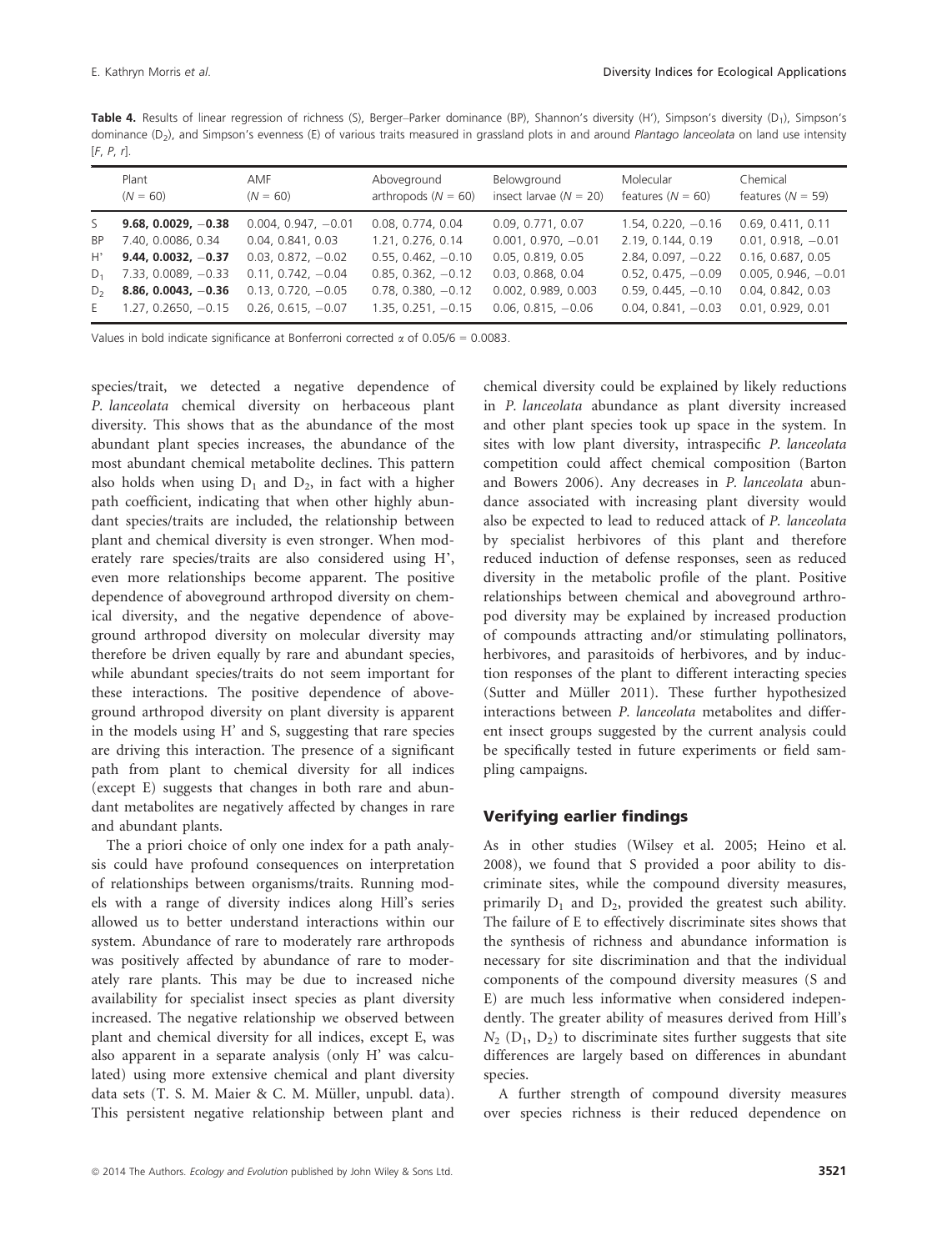**Table 4.** Results of linear regression of richness (S), Berger–Parker dominance (BP), Shannon's diversity (H'), Simpson's diversity ($D_1$), Simpson's dominance ($D_2$), and Simpson's evenness (E) of various traits measured in grassland plots in and around *Plantago lanceolata* on land use intensity [*F*, *P*, *r*].

| | Plant ($N = 60$) | AMF ($N = 60$) | Aboveground arthropods ($N = 60$) | Belowground insect larvae ($N = 20$) | Molecular features ($N = 60$) | Chemical features ($N = 59$) |
|---|---|---|---|---|---|---|
| S | **9.68, 0.0029, −0.38** | 0.004, 0.947, −0.01 | 0.08, 0.774, 0.04 | 0.09, 0.771, 0.07 | 1.54, 0.220, −0.16 | 0.69, 0.411, 0.11 |
| BP | 7.40, 0.0086, 0.34 | 0.04, 0.841, 0.03 | 1.21, 0.276, 0.14 | 0.001, 0.970, −0.01 | 2.19, 0.144, 0.19 | 0.01, 0.918, −0.01 |
| H' | **9.44, 0.0032, −0.37** | 0.03, 0.872, −0.02 | 0.55, 0.462, −0.10 | 0.05, 0.819, 0.05 | 2.84, 0.097, −0.22 | 0.16, 0.687, 0.05 |
| $D_1$ | 7.33, 0.0089, −0.33 | 0.11, 0.742, −0.04 | 0.85, 0.362, −0.12 | 0.03, 0.868, 0.04 | 0.52, 0.475, −0.09 | 0.005, 0.946, −0.01 |
| $D_2$ | **8.86, 0.0043, −0.36** | 0.13, 0.720, −0.05 | 0.78, 0.380, −0.12 | 0.002, 0.989, 0.003 | 0.59, 0.445, −0.10 | 0.04, 0.842, 0.03 |
| E | 1.27, 0.2650, −0.15 | 0.26, 0.615, −0.07 | 1.35, 0.251, −0.15 | 0.06, 0.815, −0.06 | 0.04, 0.841, −0.03 | 0.01, 0.929, 0.01 |

Values in bold indicate significance at Bonferroni corrected α of 0.05/6 = 0.0083.

species/trait, we detected a negative dependence of *P. lanceolata* chemical diversity on herbaceous plant diversity. This shows that as the abundance of the most abundant plant species increases, the abundance of the most abundant chemical metabolite declines. This pattern also holds when using $D_1$ and $D_2$, in fact with a higher path coefficient, indicating that when other highly abundant species/traits are included, the relationship between plant and chemical diversity is even stronger. When moderately rare species/traits are also considered using H', even more relationships become apparent. The positive dependence of aboveground arthropod diversity on chemical diversity, and the negative dependence of aboveground arthropod diversity on molecular diversity may therefore be driven equally by rare and abundant species, while abundant species/traits do not seem important for these interactions. The positive dependence of aboveground arthropod diversity on plant diversity is apparent in the models using H' and S, suggesting that rare species are driving this interaction. The presence of a significant path from plant to chemical diversity for all indices (except E) suggests that changes in both rare and abundant metabolites are negatively affected by changes in rare and abundant plants.

The a priori choice of only one index for a path analysis could have profound consequences on interpretation of relationships between organisms/traits. Running models with a range of diversity indices along Hill's series allowed us to better understand interactions within our system. Abundance of rare to moderately rare arthropods was positively affected by abundance of rare to moderately rare plants. This may be due to increased niche availability for specialist insect species as plant diversity increased. The negative relationship we observed between plant and chemical diversity for all indices, except E, was also apparent in a separate analysis (only H' was calculated) using more extensive chemical and plant diversity data sets (T. S. M. Maier & C. M. Müller, unpubl. data). This persistent negative relationship between plant and chemical diversity could be explained by likely reductions in *P. lanceolata* abundance as plant diversity increased and other plant species took up space in the system. In sites with low plant diversity, intraspecific *P. lanceolata* competition could affect chemical composition (Barton and Bowers 2006). Any decreases in *P. lanceolata* abundance associated with increasing plant diversity would also be expected to lead to reduced attack of *P. lanceolata* by specialist herbivores of this plant and therefore reduced induction of defense responses, seen as reduced diversity in the metabolic profile of the plant. Positive relationships between chemical and aboveground arthropod diversity may be explained by increased production of compounds attracting and/or stimulating pollinators, herbivores, and parasitoids of herbivores, and by induction responses of the plant to different interacting species (Sutter and Müller 2011). These further hypothesized interactions between *P. lanceolata* metabolites and different insect groups suggested by the current analysis could be specifically tested in future experiments or field sampling campaigns.

## Verifying earlier findings

As in other studies (Wilsey et al. 2005; Heino et al. 2008), we found that S provided a poor ability to discriminate sites, while the compound diversity measures, primarily $D_1$ and $D_2$, provided the greatest such ability. The failure of E to effectively discriminate sites shows that the synthesis of richness and abundance information is necessary for site discrimination and that the individual components of the compound diversity measures (S and E) are much less informative when considered independently. The greater ability of measures derived from Hill's $N_2$ ($D_1$, $D_2$) to discriminate sites further suggests that site differences are largely based on differences in abundant species.

A further strength of compound diversity measures over species richness is their reduced dependence on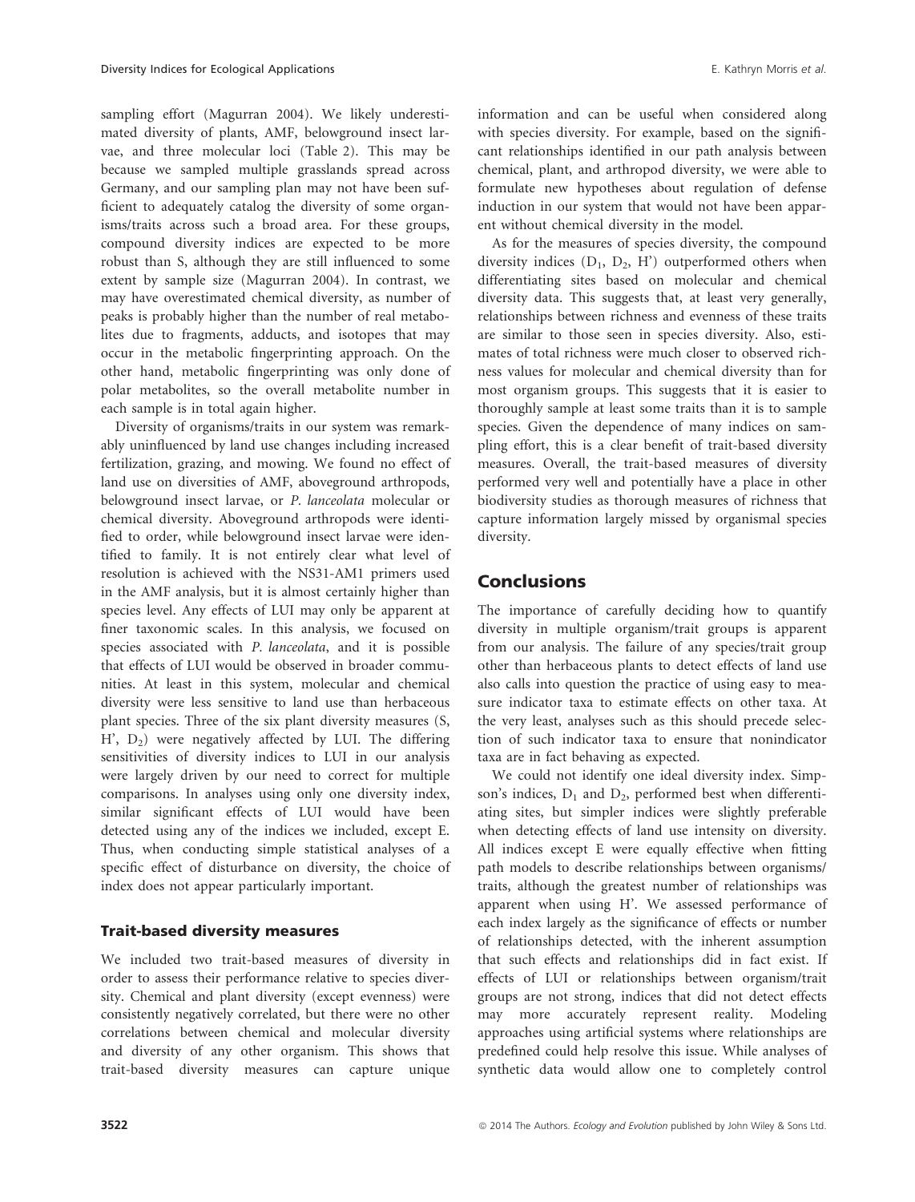sampling effort (Magurran 2004). We likely underestimated diversity of plants, AMF, belowground insect larvae, and three molecular loci (Table 2). This may be because we sampled multiple grasslands spread across Germany, and our sampling plan may not have been sufficient to adequately catalog the diversity of some organisms/traits across such a broad area. For these groups, compound diversity indices are expected to be more robust than S, although they are still influenced to some extent by sample size (Magurran 2004). In contrast, we may have overestimated chemical diversity, as number of peaks is probably higher than the number of real metabolites due to fragments, adducts, and isotopes that may occur in the metabolic fingerprinting approach. On the other hand, metabolic fingerprinting was only done of polar metabolites, so the overall metabolite number in each sample is in total again higher.

Diversity of organisms/traits in our system was remarkably uninfluenced by land use changes including increased fertilization, grazing, and mowing. We found no effect of land use on diversities of AMF, aboveground arthropods, belowground insect larvae, or *P. lanceolata* molecular or chemical diversity. Aboveground arthropods were identified to order, while belowground insect larvae were identified to family. It is not entirely clear what level of resolution is achieved with the NS31-AM1 primers used in the AMF analysis, but it is almost certainly higher than species level. Any effects of LUI may only be apparent at finer taxonomic scales. In this analysis, we focused on species associated with *P. lanceolata*, and it is possible that effects of LUI would be observed in broader communities. At least in this system, molecular and chemical diversity were less sensitive to land use than herbaceous plant species. Three of the six plant diversity measures (S, H', $D_2$) were negatively affected by LUI. The differing sensitivities of diversity indices to LUI in our analysis were largely driven by our need to correct for multiple comparisons. In analyses using only one diversity index, similar significant effects of LUI would have been detected using any of the indices we included, except E. Thus, when conducting simple statistical analyses of a specific effect of disturbance on diversity, the choice of index does not appear particularly important.

### Trait-based diversity measures

We included two trait-based measures of diversity in order to assess their performance relative to species diversity. Chemical and plant diversity (except evenness) were consistently negatively correlated, but there were no other correlations between chemical and molecular diversity and diversity of any other organism. This shows that trait-based diversity measures can capture unique information and can be useful when considered along with species diversity. For example, based on the significant relationships identified in our path analysis between chemical, plant, and arthropod diversity, we were able to formulate new hypotheses about regulation of defense induction in our system that would not have been apparent without chemical diversity in the model.

As for the measures of species diversity, the compound diversity indices ($D_1$, $D_2$, H') outperformed others when differentiating sites based on molecular and chemical diversity data. This suggests that, at least very generally, relationships between richness and evenness of these traits are similar to those seen in species diversity. Also, estimates of total richness were much closer to observed richness values for molecular and chemical diversity than for most organism groups. This suggests that it is easier to thoroughly sample at least some traits than it is to sample species. Given the dependence of many indices on sampling effort, this is a clear benefit of trait-based diversity measures. Overall, the trait-based measures of diversity performed very well and potentially have a place in other biodiversity studies as thorough measures of richness that capture information largely missed by organismal species diversity.

## Conclusions

The importance of carefully deciding how to quantify diversity in multiple organism/trait groups is apparent from our analysis. The failure of any species/trait group other than herbaceous plants to detect effects of land use also calls into question the practice of using easy to measure indicator taxa to estimate effects on other taxa. At the very least, analyses such as this should precede selection of such indicator taxa to ensure that nonindicator taxa are in fact behaving as expected.

We could not identify one ideal diversity index. Simpson's indices, $D_1$ and $D_2$, performed best when differentiating sites, but simpler indices were slightly preferable when detecting effects of land use intensity on diversity. All indices except E were equally effective when fitting path models to describe relationships between organisms/traits, although the greatest number of relationships was apparent when using H'. We assessed performance of each index largely as the significance of effects or number of relationships detected, with the inherent assumption that such effects and relationships did in fact exist. If effects of LUI or relationships between organism/trait groups are not strong, indices that did not detect effects may more accurately represent reality. Modeling approaches using artificial systems where relationships are predefined could help resolve this issue. While analyses of synthetic data would allow one to completely control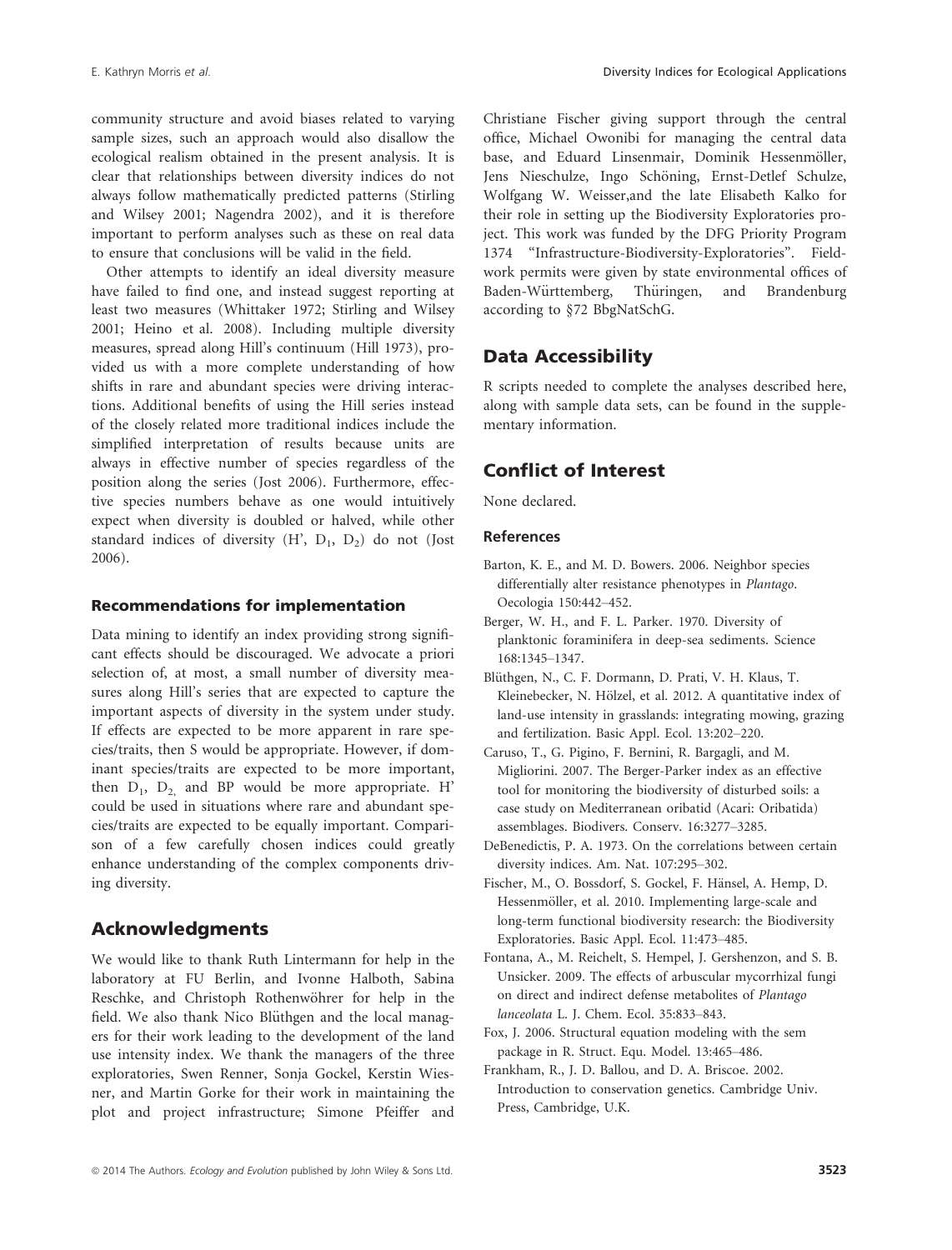community structure and avoid biases related to varying sample sizes, such an approach would also disallow the ecological realism obtained in the present analysis. It is clear that relationships between diversity indices do not always follow mathematically predicted patterns (Stirling and Wilsey 2001; Nagendra 2002), and it is therefore important to perform analyses such as these on real data to ensure that conclusions will be valid in the field.

Other attempts to identify an ideal diversity measure have failed to find one, and instead suggest reporting at least two measures (Whittaker 1972; Stirling and Wilsey 2001; Heino et al. 2008). Including multiple diversity measures, spread along Hill's continuum (Hill 1973), provided us with a more complete understanding of how shifts in rare and abundant species were driving interactions. Additional benefits of using the Hill series instead of the closely related more traditional indices include the simplified interpretation of results because units are always in effective number of species regardless of the position along the series (Jost 2006). Furthermore, effective species numbers behave as one would intuitively expect when diversity is doubled or halved, while other standard indices of diversity (H', $D_1$, $D_2$) do not (Jost 2006).

### Recommendations for implementation

Data mining to identify an index providing strong significant effects should be discouraged. We advocate a priori selection of, at most, a small number of diversity measures along Hill's series that are expected to capture the important aspects of diversity in the system under study. If effects are expected to be more apparent in rare species/traits, then S would be appropriate. However, if dominant species/traits are expected to be more important, then $D_1$, $D_2$, and BP would be more appropriate. H' could be used in situations where rare and abundant species/traits are expected to be equally important. Comparison of a few carefully chosen indices could greatly enhance understanding of the complex components driving diversity.

## Acknowledgments

We would like to thank Ruth Lintermann for help in the laboratory at FU Berlin, and Ivonne Halboth, Sabina Reschke, and Christoph Rothenwöhrer for help in the field. We also thank Nico Blüthgen and the local managers for their work leading to the development of the land use intensity index. We thank the managers of the three exploratories, Swen Renner, Sonja Gockel, Kerstin Wiesner, and Martin Gorke for their work in maintaining the plot and project infrastructure; Simone Pfeiffer and Christiane Fischer giving support through the central office, Michael Owonibi for managing the central data base, and Eduard Linsenmair, Dominik Hessenmöller, Jens Nieschulze, Ingo Schöning, Ernst-Detlef Schulze, Wolfgang W. Weisser,and the late Elisabeth Kalko for their role in setting up the Biodiversity Exploratories project. This work was funded by the DFG Priority Program 1374 "Infrastructure-Biodiversity-Exploratories". Fieldwork permits were given by state environmental offices of Baden-Württemberg, Thüringen, and Brandenburg according to §72 BbgNatSchG.

## Data Accessibility

R scripts needed to complete the analyses described here, along with sample data sets, can be found in the supplementary information.

## Conflict of Interest

None declared.

### References

Barton, K. E., and M. D. Bowers. 2006. Neighbor species differentially alter resistance phenotypes in *Plantago*. Oecologia 150:442–452.

Berger, W. H., and F. L. Parker. 1970. Diversity of planktonic foraminifera in deep-sea sediments. Science 168:1345–1347.

Blüthgen, N., C. F. Dormann, D. Prati, V. H. Klaus, T. Kleinebecker, N. Hölzel, et al. 2012. A quantitative index of land-use intensity in grasslands: integrating mowing, grazing and fertilization. Basic Appl. Ecol. 13:202–220.

Caruso, T., G. Pigino, F. Bernini, R. Bargagli, and M. Migliorini. 2007. The Berger-Parker index as an effective tool for monitoring the biodiversity of disturbed soils: a case study on Mediterranean oribatid (Acari: Oribatida) assemblages. Biodivers. Conserv. 16:3277–3285.

DeBenedictis, P. A. 1973. On the correlations between certain diversity indices. Am. Nat. 107:295–302.

Fischer, M., O. Bossdorf, S. Gockel, F. Hänsel, A. Hemp, D. Hessenmöller, et al. 2010. Implementing large-scale and long-term functional biodiversity research: the Biodiversity Exploratories. Basic Appl. Ecol. 11:473–485.

Fontana, A., M. Reichelt, S. Hempel, J. Gershenzon, and S. B. Unsicker. 2009. The effects of arbuscular mycorrhizal fungi on direct and indirect defense metabolites of *Plantago lanceolata* L. J. Chem. Ecol. 35:833–843.

Fox, J. 2006. Structural equation modeling with the sem package in R. Struct. Equ. Model. 13:465–486.

Frankham, R., J. D. Ballou, and D. A. Briscoe. 2002. Introduction to conservation genetics. Cambridge Univ. Press, Cambridge, U.K.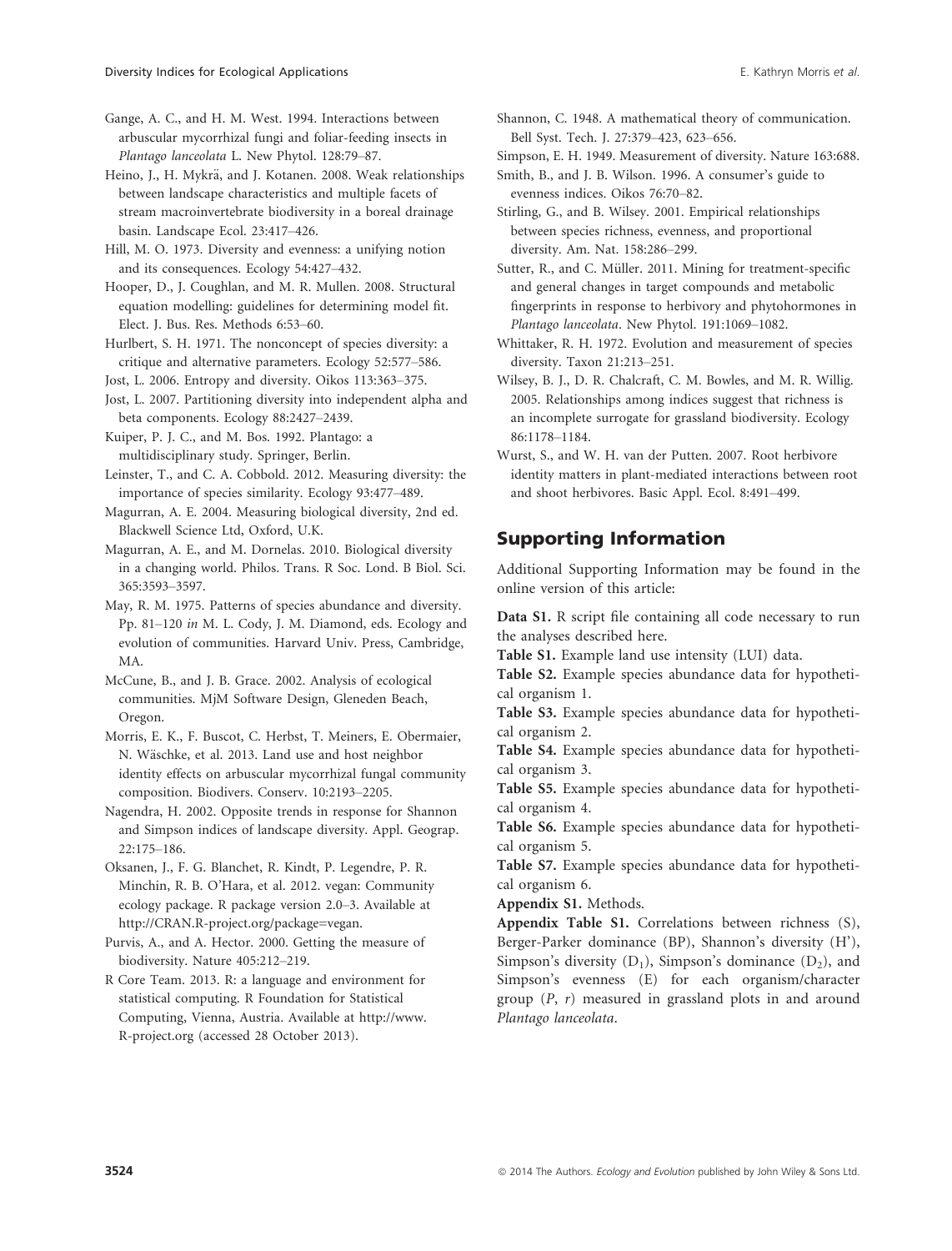Gange, A. C., and H. M. West. 1994. Interactions between arbuscular mycorrhizal fungi and foliar-feeding insects in *Plantago lanceolata* L. New Phytol. 128:79–87.

Heino, J., H. Mykrä, and J. Kotanen. 2008. Weak relationships between landscape characteristics and multiple facets of stream macroinvertebrate biodiversity in a boreal drainage basin. Landscape Ecol. 23:417–426.

Hill, M. O. 1973. Diversity and evenness: a unifying notion and its consequences. Ecology 54:427–432.

Hooper, D., J. Coughlan, and M. R. Mullen. 2008. Structural equation modelling: guidelines for determining model fit. Elect. J. Bus. Res. Methods 6:53–60.

Hurlbert, S. H. 1971. The nonconcept of species diversity: a critique and alternative parameters. Ecology 52:577–586.

Jost, L. 2006. Entropy and diversity. Oikos 113:363–375.

Jost, L. 2007. Partitioning diversity into independent alpha and beta components. Ecology 88:2427–2439.

Kuiper, P. J. C., and M. Bos. 1992. Plantago: a multidisciplinary study. Springer, Berlin.

Leinster, T., and C. A. Cobbold. 2012. Measuring diversity: the importance of species similarity. Ecology 93:477–489.

Magurran, A. E. 2004. Measuring biological diversity, 2nd ed. Blackwell Science Ltd, Oxford, U.K.

Magurran, A. E., and M. Dornelas. 2010. Biological diversity in a changing world. Philos. Trans. R Soc. Lond. B Biol. Sci. 365:3593–3597.

May, R. M. 1975. Patterns of species abundance and diversity. Pp. 81–120 *in* M. L. Cody, J. M. Diamond, eds. Ecology and evolution of communities. Harvard Univ. Press, Cambridge, MA.

McCune, B., and J. B. Grace. 2002. Analysis of ecological communities. MjM Software Design, Gleneden Beach, Oregon.

Morris, E. K., F. Buscot, C. Herbst, T. Meiners, E. Obermaier, N. Wäschke, et al. 2013. Land use and host neighbor identity effects on arbuscular mycorrhizal fungal community composition. Biodivers. Conserv. 10:2193–2205.

Nagendra, H. 2002. Opposite trends in response for Shannon and Simpson indices of landscape diversity. Appl. Geograp. 22:175–186.

Oksanen, J., F. G. Blanchet, R. Kindt, P. Legendre, P. R. Minchin, R. B. O'Hara, et al. 2012. vegan: Community ecology package. R package version 2.0–3. Available at http://CRAN.R-project.org/package=vegan.

Purvis, A., and A. Hector. 2000. Getting the measure of biodiversity. Nature 405:212–219.

R Core Team. 2013. R: a language and environment for statistical computing. R Foundation for Statistical Computing, Vienna, Austria. Available at http://www.R-project.org (accessed 28 October 2013).

Shannon, C. 1948. A mathematical theory of communication. Bell Syst. Tech. J. 27:379–423, 623–656.

Simpson, E. H. 1949. Measurement of diversity. Nature 163:688.

Smith, B., and J. B. Wilson. 1996. A consumer's guide to evenness indices. Oikos 76:70–82.

Stirling, G., and B. Wilsey. 2001. Empirical relationships between species richness, evenness, and proportional diversity. Am. Nat. 158:286–299.

Sutter, R., and C. Müller. 2011. Mining for treatment-specific and general changes in target compounds and metabolic fingerprints in response to herbivory and phytohormones in *Plantago lanceolata*. New Phytol. 191:1069–1082.

Whittaker, R. H. 1972. Evolution and measurement of species diversity. Taxon 21:213–251.

Wilsey, B. J., D. R. Chalcraft, C. M. Bowles, and M. R. Willig. 2005. Relationships among indices suggest that richness is an incomplete surrogate for grassland biodiversity. Ecology 86:1178–1184.

Wurst, S., and W. H. van der Putten. 2007. Root herbivore identity matters in plant-mediated interactions between root and shoot herbivores. Basic Appl. Ecol. 8:491–499.

## Supporting Information

Additional Supporting Information may be found in the online version of this article:

**Data S1.** R script file containing all code necessary to run the analyses described here.

**Table S1.** Example land use intensity (LUI) data.

**Table S2.** Example species abundance data for hypothetical organism 1.

**Table S3.** Example species abundance data for hypothetical organism 2.

**Table S4.** Example species abundance data for hypothetical organism 3.

**Table S5.** Example species abundance data for hypothetical organism 4.

**Table S6.** Example species abundance data for hypothetical organism 5.

**Table S7.** Example species abundance data for hypothetical organism 6.

**Appendix S1.** Methods.

**Appendix Table S1.** Correlations between richness (S), Berger-Parker dominance (BP), Shannon's diversity (H'), Simpson's diversity ($D_1$), Simpson's dominance ($D_2$), and Simpson's evenness (E) for each organism/character group ($P$, $r$) measured in grassland plots in and around *Plantago lanceolata*.